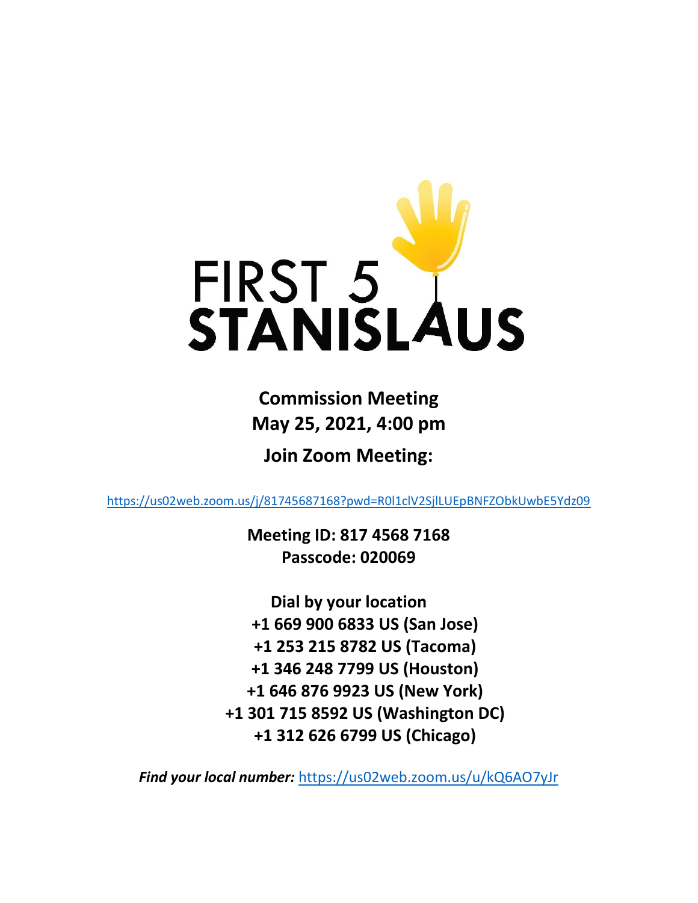# FIRST 5 STANISLAUS

**Commission Meeting**
**May 25, 2021, 4:00 pm**

**Join Zoom Meeting:**

https://us02web.zoom.us/j/81745687168?pwd=R0l1clV2SjlLUEpBNFZObkUwbE5Ydz09

**Meeting ID: 817 4568 7168**
**Passcode: 020069**

**Dial by your location**
**+1 669 900 6833 US (San Jose)**
**+1 253 215 8782 US (Tacoma)**
**+1 346 248 7799 US (Houston)**
**+1 646 876 9923 US (New York)**
**+1 301 715 8592 US (Washington DC)**
**+1 312 626 6799 US (Chicago)**

***Find your local number:*** https://us02web.zoom.us/u/kQ6AO7yJr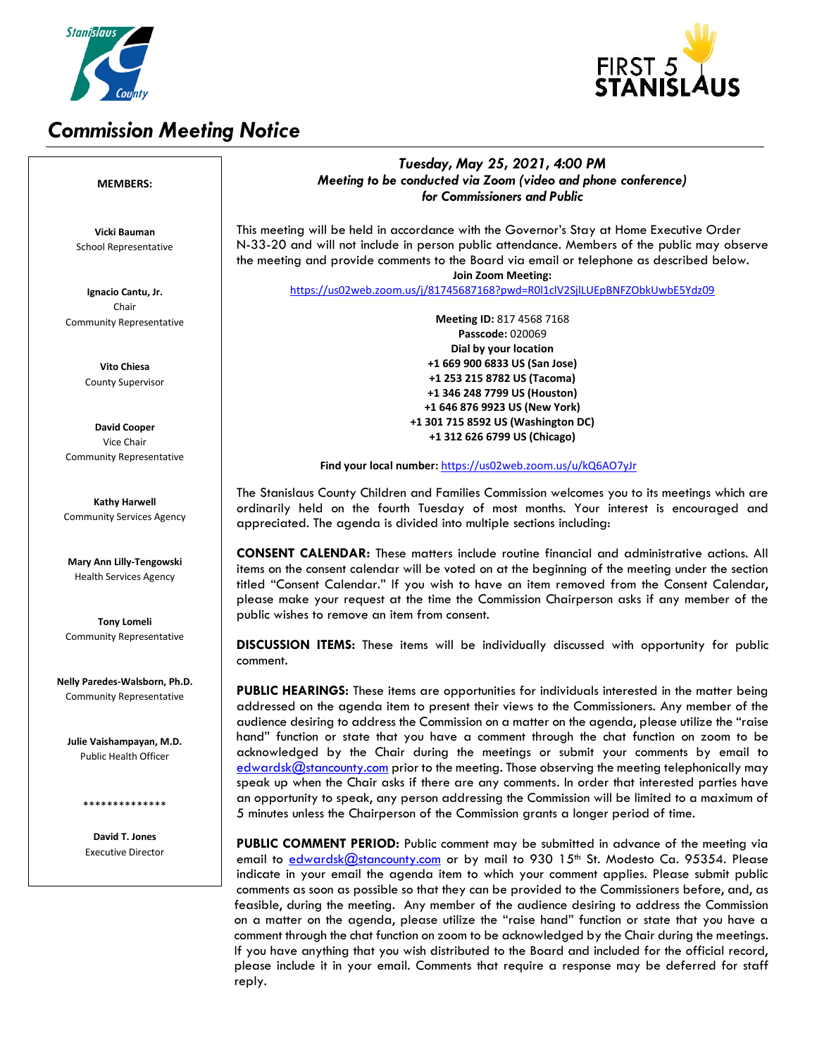# Commission Meeting Notice

**MEMBERS:**

**Vicki Bauman**
School Representative

**Ignacio Cantu, Jr.**
Chair
Community Representative

**Vito Chiesa**
County Supervisor

**David Cooper**
Vice Chair
Community Representative

**Kathy Harwell**
Community Services Agency

**Mary Ann Lilly-Tengowski**
Health Services Agency

**Tony Lomeli**
Community Representative

**Nelly Paredes-Walsborn, Ph.D.**
Community Representative

**Julie Vaishampayan, M.D.**
Public Health Officer

\*\*\*\*\*\*\*\*\*\*\*\*\*\*

**David T. Jones**
Executive Director

***Tuesday, May 25, 2021, 4:00 PM***
***Meeting to be conducted via Zoom (video and phone conference) for Commissioners and Public***

This meeting will be held in accordance with the Governor's Stay at Home Executive Order N-33-20 and will not include in person public attendance. Members of the public may observe the meeting and provide comments to the Board via email or telephone as described below.

**Join Zoom Meeting:**
https://us02web.zoom.us/j/81745687168?pwd=R0l1clV2SjlLUEpBNFZObkUwbE5Ydz09

**Meeting ID:** 817 4568 7168
**Passcode:** 020069
**Dial by your location**
**+1 669 900 6833 US (San Jose)**
**+1 253 215 8782 US (Tacoma)**
**+1 346 248 7799 US (Houston)**
**+1 646 876 9923 US (New York)**
**+1 301 715 8592 US (Washington DC)**
**+1 312 626 6799 US (Chicago)**

**Find your local number:** https://us02web.zoom.us/u/kQ6AO7yJr

The Stanislaus County Children and Families Commission welcomes you to its meetings which are ordinarily held on the fourth Tuesday of most months. Your interest is encouraged and appreciated. The agenda is divided into multiple sections including:

**CONSENT CALENDAR:** These matters include routine financial and administrative actions. All items on the consent calendar will be voted on at the beginning of the meeting under the section titled "Consent Calendar." If you wish to have an item removed from the Consent Calendar, please make your request at the time the Commission Chairperson asks if any member of the public wishes to remove an item from consent.

**DISCUSSION ITEMS:** These items will be individually discussed with opportunity for public comment.

**PUBLIC HEARINGS:** These items are opportunities for individuals interested in the matter being addressed on the agenda item to present their views to the Commissioners. Any member of the audience desiring to address the Commission on a matter on the agenda, please utilize the "raise hand" function or state that you have a comment through the chat function on zoom to be acknowledged by the Chair during the meetings or submit your comments by email to edwardsk@stancounty.com prior to the meeting. Those observing the meeting telephonically may speak up when the Chair asks if there are any comments. In order that interested parties have an opportunity to speak, any person addressing the Commission will be limited to a maximum of 5 minutes unless the Chairperson of the Commission grants a longer period of time.

**PUBLIC COMMENT PERIOD:** Public comment may be submitted in advance of the meeting via email to edwardsk@stancounty.com or by mail to 930 15th St. Modesto Ca. 95354. Please indicate in your email the agenda item to which your comment applies. Please submit public comments as soon as possible so that they can be provided to the Commissioners before, and, as feasible, during the meeting. Any member of the audience desiring to address the Commission on a matter on the agenda, please utilize the "raise hand" function or state that you have a comment through the chat function on zoom to be acknowledged by the Chair during the meetings. If you have anything that you wish distributed to the Board and included for the official record, please include it in your email. Comments that require a response may be deferred for staff reply.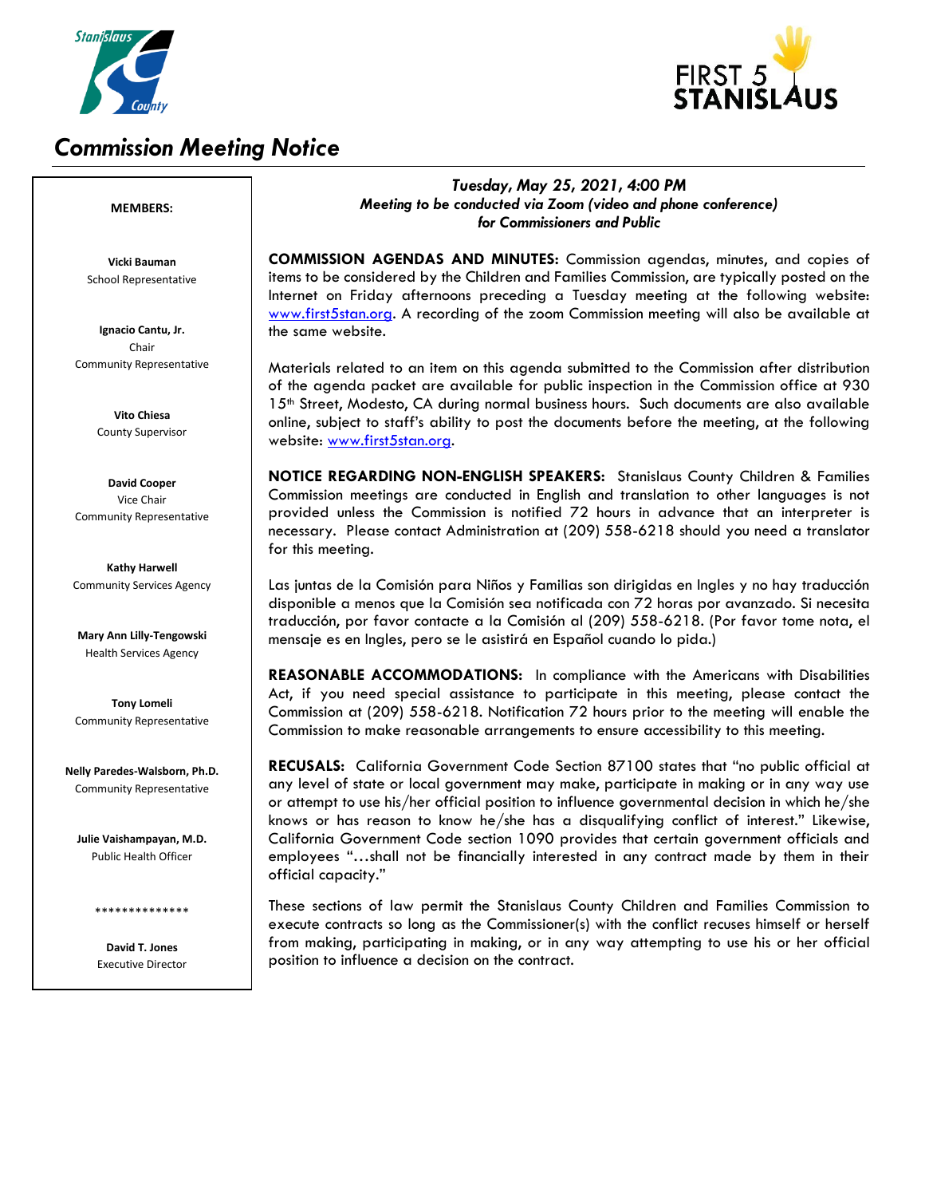# *Commission Meeting Notice*

**MEMBERS:**

**Vicki Bauman**
School Representative

**Ignacio Cantu, Jr.**
Chair
Community Representative

**Vito Chiesa**
County Supervisor

**David Cooper**
Vice Chair
Community Representative

**Kathy Harwell**
Community Services Agency

**Mary Ann Lilly-Tengowski**
Health Services Agency

**Tony Lomeli**
Community Representative

**Nelly Paredes-Walsborn, Ph.D.**
Community Representative

**Julie Vaishampayan, M.D.**
Public Health Officer

**************

**David T. Jones**
Executive Director

***Tuesday, May 25, 2021, 4:00 PM***
***Meeting to be conducted via Zoom (video and phone conference)***
***for Commissioners and Public***

**COMMISSION AGENDAS AND MINUTES:** Commission agendas, minutes, and copies of items to be considered by the Children and Families Commission, are typically posted on the Internet on Friday afternoons preceding a Tuesday meeting at the following website: www.first5stan.org. A recording of the zoom Commission meeting will also be available at the same website.

Materials related to an item on this agenda submitted to the Commission after distribution of the agenda packet are available for public inspection in the Commission office at 930 15th Street, Modesto, CA during normal business hours. Such documents are also available online, subject to staff's ability to post the documents before the meeting, at the following website: www.first5stan.org.

**NOTICE REGARDING NON-ENGLISH SPEAKERS:** Stanislaus County Children & Families Commission meetings are conducted in English and translation to other languages is not provided unless the Commission is notified 72 hours in advance that an interpreter is necessary. Please contact Administration at (209) 558-6218 should you need a translator for this meeting.

Las juntas de la Comisión para Niños y Familias son dirigidas en Ingles y no hay traducción disponible a menos que la Comisión sea notificada con 72 horas por avanzado. Si necesita traducción, por favor contacte a la Comisión al (209) 558-6218. (Por favor tome nota, el mensaje es en Ingles, pero se le asistirá en Español cuando lo pida.)

**REASONABLE ACCOMMODATIONS:** In compliance with the Americans with Disabilities Act, if you need special assistance to participate in this meeting, please contact the Commission at (209) 558-6218. Notification 72 hours prior to the meeting will enable the Commission to make reasonable arrangements to ensure accessibility to this meeting.

**RECUSALS:** California Government Code Section 87100 states that "no public official at any level of state or local government may make, participate in making or in any way use or attempt to use his/her official position to influence governmental decision in which he/she knows or has reason to know he/she has a disqualifying conflict of interest." Likewise, California Government Code section 1090 provides that certain government officials and employees "…shall not be financially interested in any contract made by them in their official capacity."

These sections of law permit the Stanislaus County Children and Families Commission to execute contracts so long as the Commissioner(s) with the conflict recuses himself or herself from making, participating in making, or in any way attempting to use his or her official position to influence a decision on the contract.